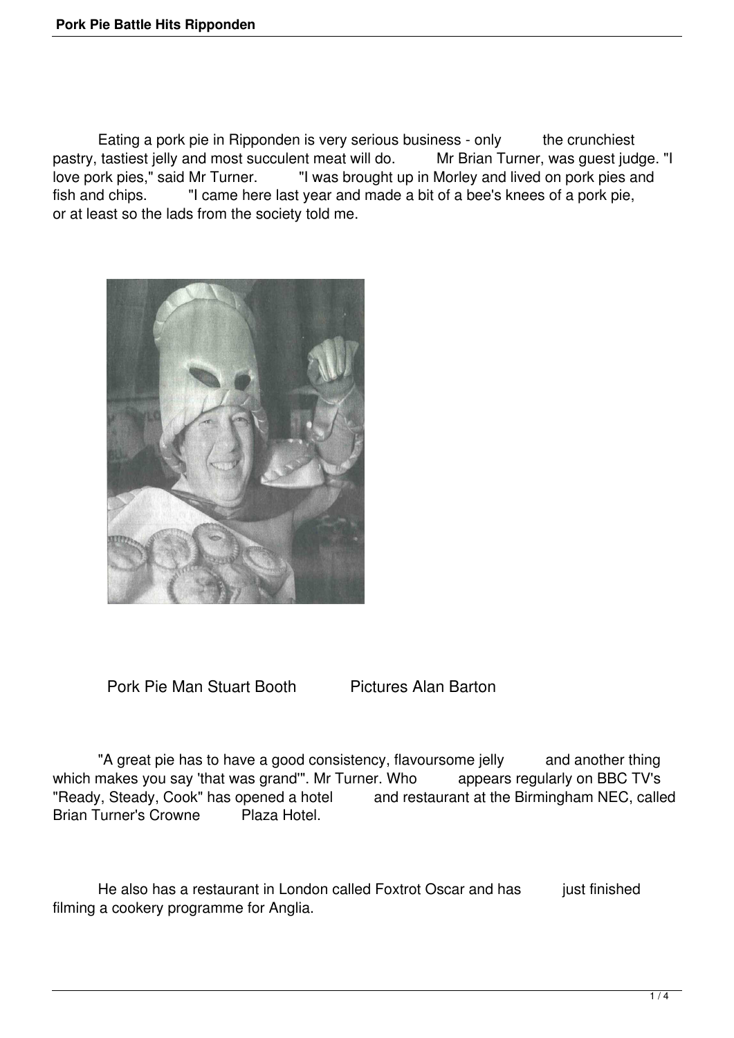Eating a pork pie in Ripponden is very serious business - only the crunchiest pastry, tastiest jelly and most succulent meat will do. Mr Brian Turner, was guest judge. "I love pork pies," said Mr Turner. "I was brought up in Morley and lived on pork pies and fish and chips. "I came here last year and made a bit of a bee's knees of a pork pie, or at least so the lads from the society told me.

Pork Pie Man Stuart Booth Pictures Alan Barton

"A great pie has to have a good consistency, flavoursome jelly and another thing which makes you say 'that was grand'". Mr Turner. Who appears regularly on BBC TV's "Ready, Steady, Cook" has opened a hotel and restaurant at the Birmingham NEC, called Brian Turner's Crowne Plaza Hotel.

He also has a restaurant in London called Foxtrot Oscar and has just finished filming a cookery programme for Anglia.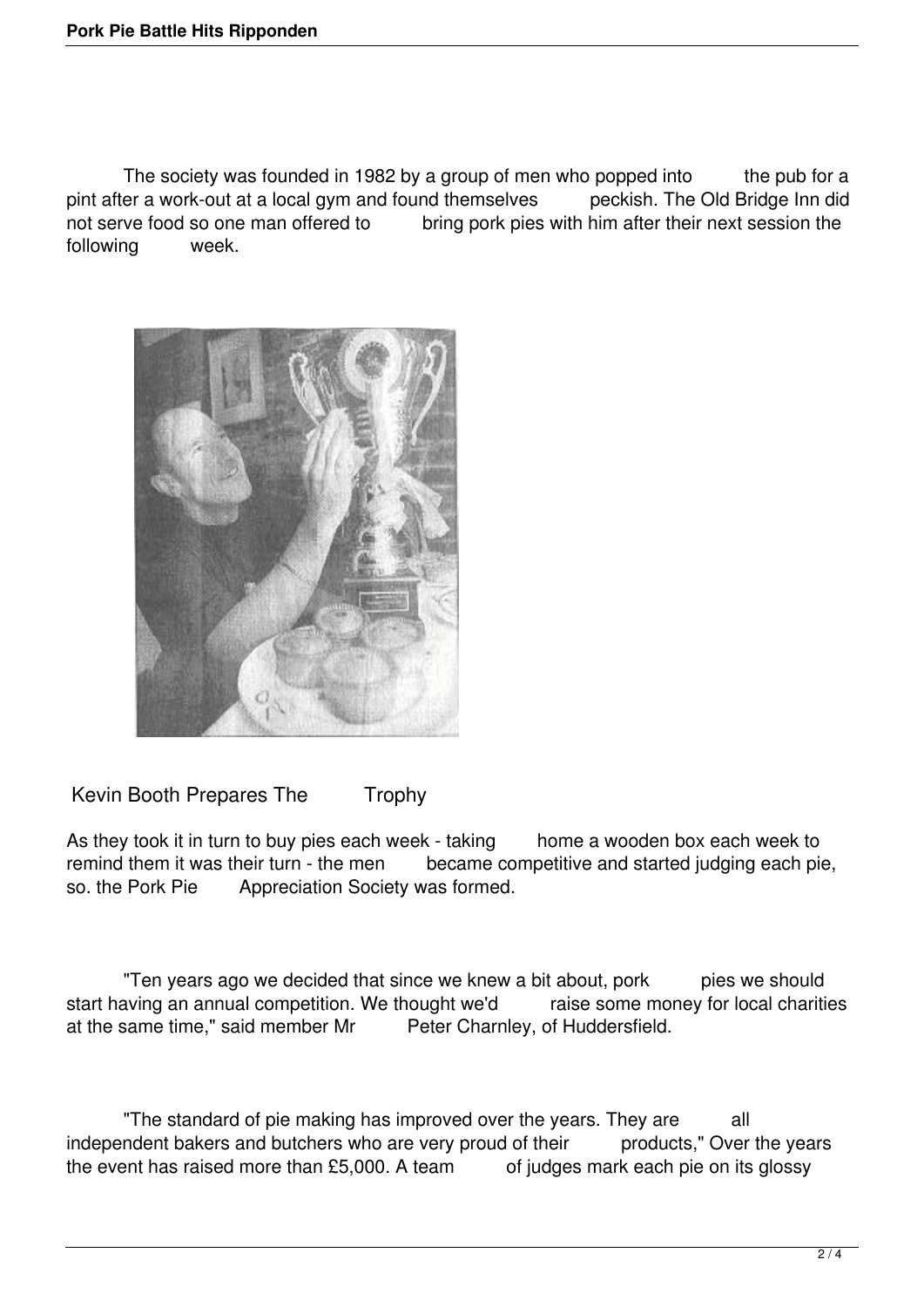The society was founded in 1982 by a group of men who popped into the pub for a pint after a work-out at a local gym and found themselves peckish. The Old Bridge Inn did not serve food so one man offered to bring pork pies with him after their next session the following week.

Kevin Booth Prepares The Trophy

As they took it in turn to buy pies each week - taking home a wooden box each week to remind them it was their turn - the men became competitive and started judging each pie, so. the Pork Pie Appreciation Society was formed.

"Ten years ago we decided that since we knew a bit about, pork pies we should start having an annual competition. We thought we'd raise some money for local charities at the same time," said member Mr Peter Charnley, of Huddersfield.

"The standard of pie making has improved over the years. They are all independent bakers and butchers who are very proud of their products," Over the years the event has raised more than £5,000. A team of judges mark each pie on its glossy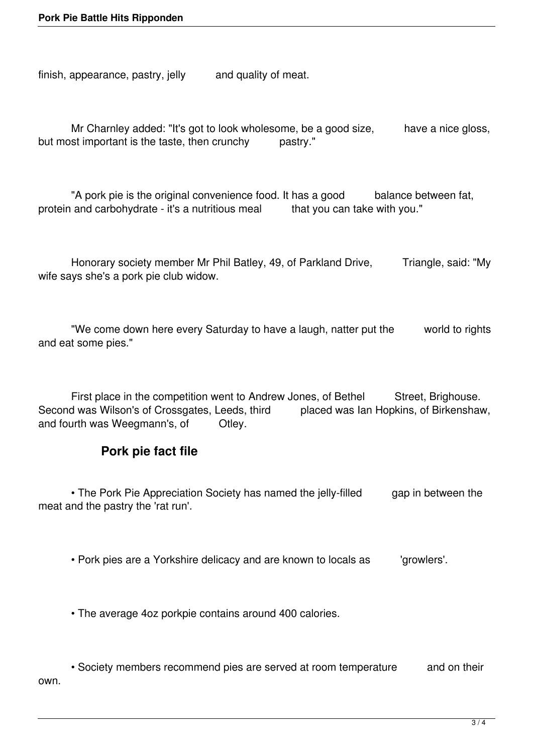finish, appearance, pastry, jelly and quality of meat.

Mr Charnley added: "It's got to look wholesome, be a good size, have a nice gloss, but most important is the taste, then crunchy pastry."

"A pork pie is the original convenience food. It has a good balance between fat, protein and carbohydrate - it's a nutritious meal that you can take with you."

Honorary society member Mr Phil Batley, 49, of Parkland Drive, Triangle, said: "My wife says she's a pork pie club widow.

"We come down here every Saturday to have a laugh, natter put the world to rights and eat some pies."

First place in the competition went to Andrew Jones, of Bethel Street, Brighouse. Second was Wilson's of Crossgates, Leeds, third placed was Ian Hopkins, of Birkenshaw, and fourth was Weegmann's, of Otley.

## Pork pie fact file

- The Pork Pie Appreciation Society has named the jelly-filled gap in between the meat and the pastry the 'rat run'.

- Pork pies are a Yorkshire delicacy and are known to locals as 'growlers'.

- The average 4oz porkpie contains around 400 calories.

- Society members recommend pies are served at room temperature and on their own.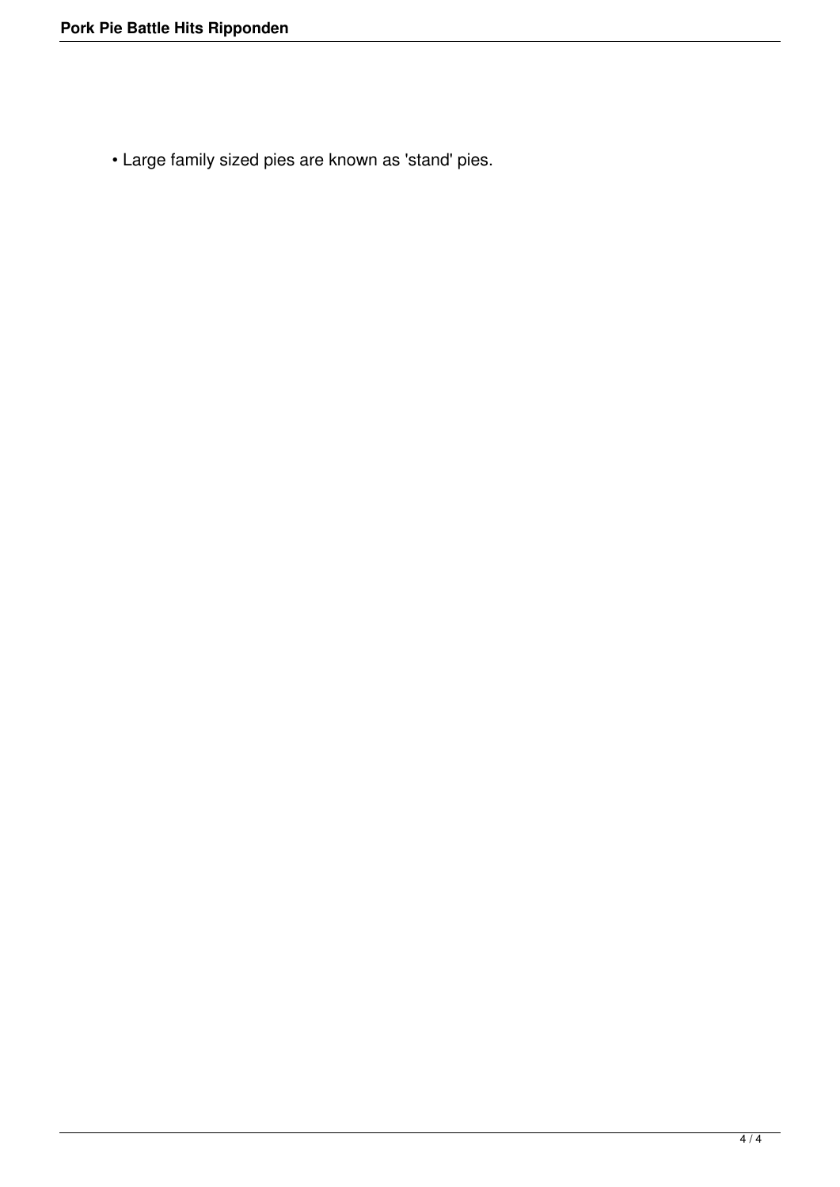- Large family sized pies are known as 'stand' pies.